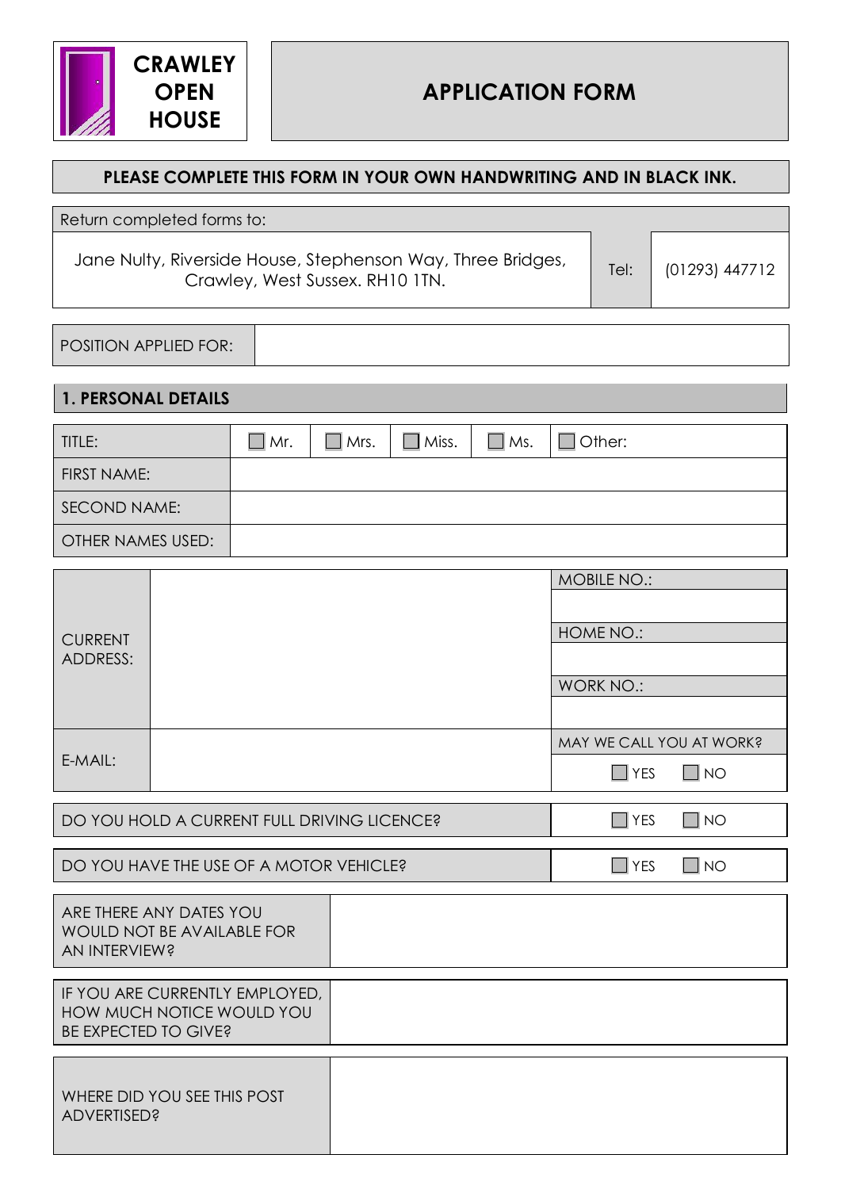**CRAWLEY OPEN HOUSE**

# APPLICATION FORM

**PLEASE COMPLETE THIS FORM IN YOUR OWN HANDWRITING AND IN BLACK INK.**

| Return completed forms to: | | |
|---|---|---|
| Jane Nulty, Riverside House, Stephenson Way, Three Bridges, Crawley, West Sussex. RH10 1TN. | Tel: | (01293) 447712 |

| POSITION APPLIED FOR: | |
|---|---|

## 1. PERSONAL DETAILS

| TITLE: | ☐ Mr. | ☐ Mrs. | ☐ Miss. | ☐ Ms. | ☐ Other: |
|---|---|---|---|---|---|
| FIRST NAME: | | | | | |
| SECOND NAME: | | | | | |
| OTHER NAMES USED: | | | | | |

| CURRENT ADDRESS: | | MOBILE NO.: |
|---|---|---|
| | | HOME NO.: |
| | | WORK NO.: |
| E-MAIL: | | MAY WE CALL YOU AT WORK? ☐ YES ☐ NO |

| DO YOU HOLD A CURRENT FULL DRIVING LICENCE? | ☐ YES ☐ NO |
|---|---|
| DO YOU HAVE THE USE OF A MOTOR VEHICLE? | ☐ YES ☐ NO |

| ARE THERE ANY DATES YOU WOULD NOT BE AVAILABLE FOR AN INTERVIEW? | |
|---|---|
| IF YOU ARE CURRENTLY EMPLOYED, HOW MUCH NOTICE WOULD YOU BE EXPECTED TO GIVE? | |
| WHERE DID YOU SEE THIS POST ADVERTISED? | |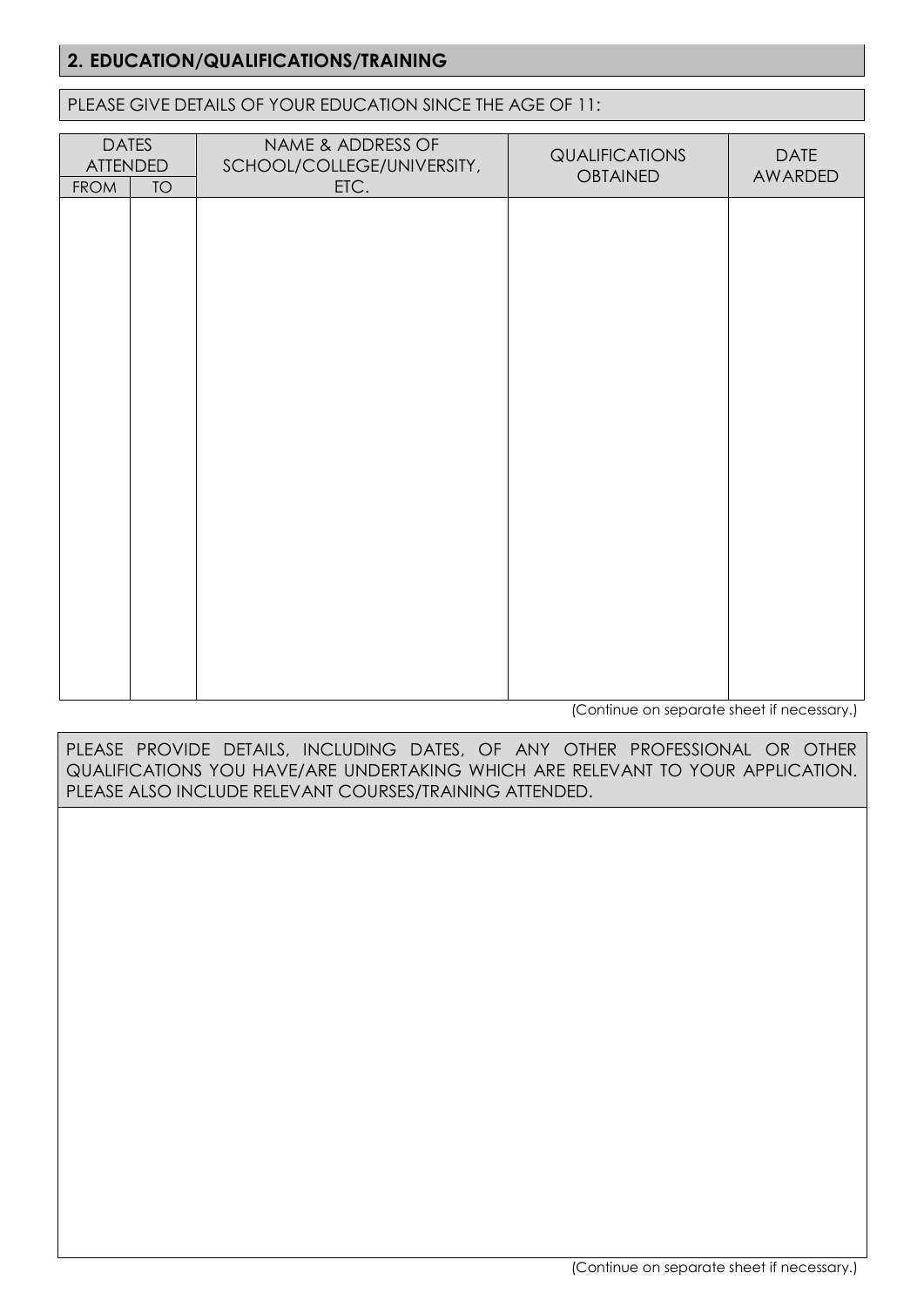## 2. EDUCATION/QUALIFICATIONS/TRAINING

PLEASE GIVE DETAILS OF YOUR EDUCATION SINCE THE AGE OF 11:

| DATES ATTENDED | | NAME & ADDRESS OF SCHOOL/COLLEGE/UNIVERSITY, ETC. | QUALIFICATIONS OBTAINED | DATE AWARDED |
|---|---|---|---|---|
| FROM | TO | | | |
| | | | | |

(Continue on separate sheet if necessary.)

PLEASE PROVIDE DETAILS, INCLUDING DATES, OF ANY OTHER PROFESSIONAL OR OTHER QUALIFICATIONS YOU HAVE/ARE UNDERTAKING WHICH ARE RELEVANT TO YOUR APPLICATION. PLEASE ALSO INCLUDE RELEVANT COURSES/TRAINING ATTENDED.

(Continue on separate sheet if necessary.)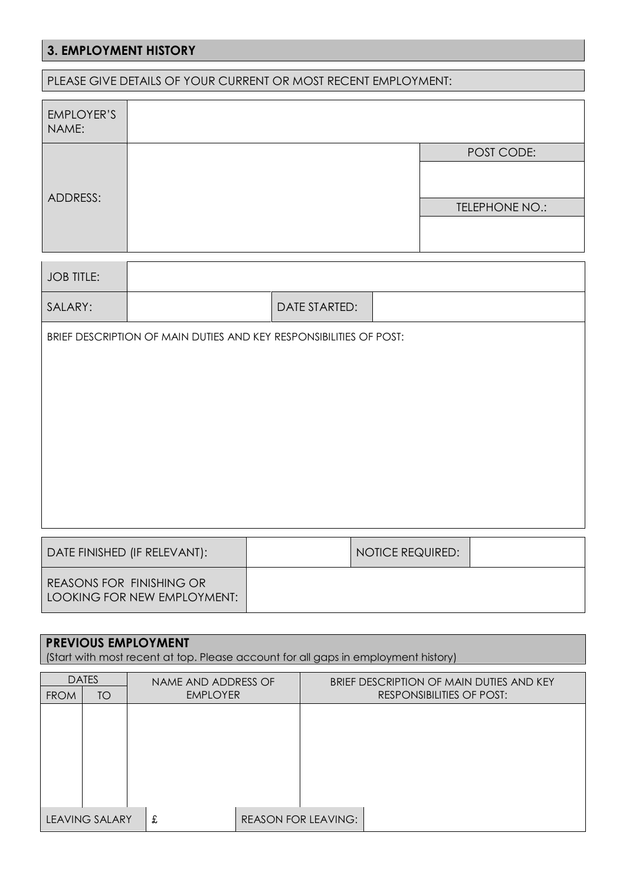## 3. EMPLOYMENT HISTORY

PLEASE GIVE DETAILS OF YOUR CURRENT OR MOST RECENT EMPLOYMENT:

| EMPLOYER'S NAME: | | |
|---|---|---|
| ADDRESS: | | POST CODE: |
| | | |
| | | TELEPHONE NO.: |
| | | |

| JOB TITLE: | | | |
|---|---|---|---|
| SALARY: | | DATE STARTED: | |

BRIEF DESCRIPTION OF MAIN DUTIES AND KEY RESPONSIBILITIES OF POST:

| DATE FINISHED (IF RELEVANT): | | NOTICE REQUIRED: | |
|---|---|---|---|
| REASONS FOR FINISHING OR LOOKING FOR NEW EMPLOYMENT: | | | |

**PREVIOUS EMPLOYMENT**
(Start with most recent at top. Please account for all gaps in employment history)

| DATES | | NAME AND ADDRESS OF EMPLOYER | BRIEF DESCRIPTION OF MAIN DUTIES AND KEY RESPONSIBILITIES OF POST: |
|---|---|---|---|
| FROM | TO | | |
| | | | |
| LEAVING SALARY | | £ | REASON FOR LEAVING: |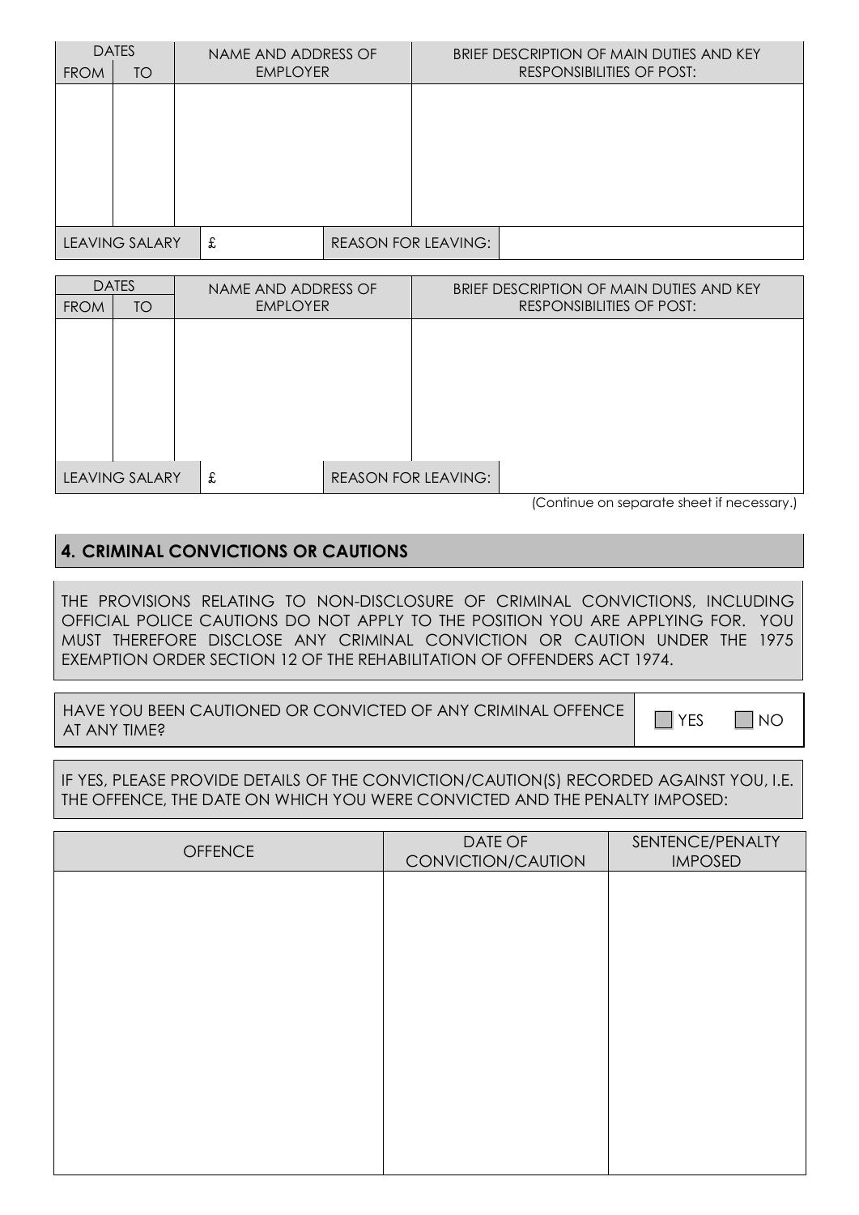| DATES | | NAME AND ADDRESS OF EMPLOYER | | BRIEF DESCRIPTION OF MAIN DUTIES AND KEY RESPONSIBILITIES OF POST: |
|---|---|---|---|---|
| FROM | TO | | | |
| | | | | |
| LEAVING SALARY | | £ | REASON FOR LEAVING: | |

| DATES | | NAME AND ADDRESS OF EMPLOYER | | BRIEF DESCRIPTION OF MAIN DUTIES AND KEY RESPONSIBILITIES OF POST: |
|---|---|---|---|---|
| FROM | TO | | | |
| | | | | |
| LEAVING SALARY | | £ | REASON FOR LEAVING: | |

(Continue on separate sheet if necessary.)

## 4. CRIMINAL CONVICTIONS OR CAUTIONS

THE PROVISIONS RELATING TO NON-DISCLOSURE OF CRIMINAL CONVICTIONS, INCLUDING OFFICIAL POLICE CAUTIONS DO NOT APPLY TO THE POSITION YOU ARE APPLYING FOR. YOU MUST THEREFORE DISCLOSE ANY CRIMINAL CONVICTION OR CAUTION UNDER THE 1975 EXEMPTION ORDER SECTION 12 OF THE REHABILITATION OF OFFENDERS ACT 1974.

HAVE YOU BEEN CAUTIONED OR CONVICTED OF ANY CRIMINAL OFFENCE AT ANY TIME? ☐ YES ☐ NO

IF YES, PLEASE PROVIDE DETAILS OF THE CONVICTION/CAUTION(S) RECORDED AGAINST YOU, I.E. THE OFFENCE, THE DATE ON WHICH YOU WERE CONVICTED AND THE PENALTY IMPOSED:

| OFFENCE | DATE OF CONVICTION/CAUTION | SENTENCE/PENALTY IMPOSED |
|---|---|---|
| | | |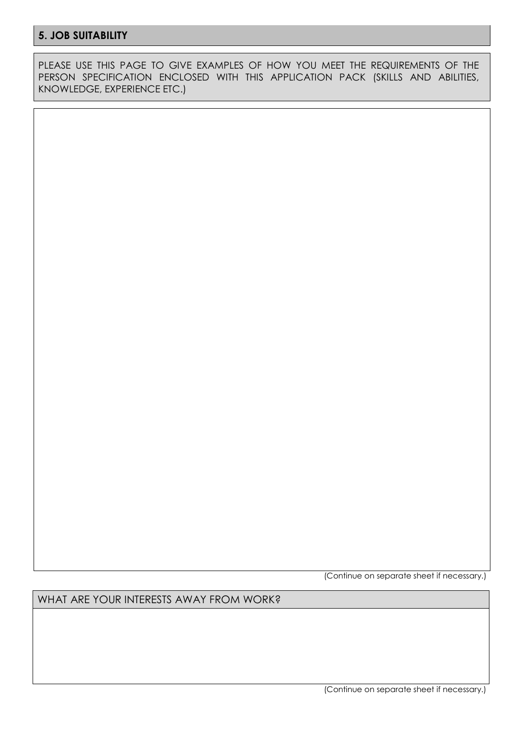## 5. JOB SUITABILITY

PLEASE USE THIS PAGE TO GIVE EXAMPLES OF HOW YOU MEET THE REQUIREMENTS OF THE PERSON SPECIFICATION ENCLOSED WITH THIS APPLICATION PACK (SKILLS AND ABILITIES, KNOWLEDGE, EXPERIENCE ETC.)

(Continue on separate sheet if necessary.)

WHAT ARE YOUR INTERESTS AWAY FROM WORK?

(Continue on separate sheet if necessary.)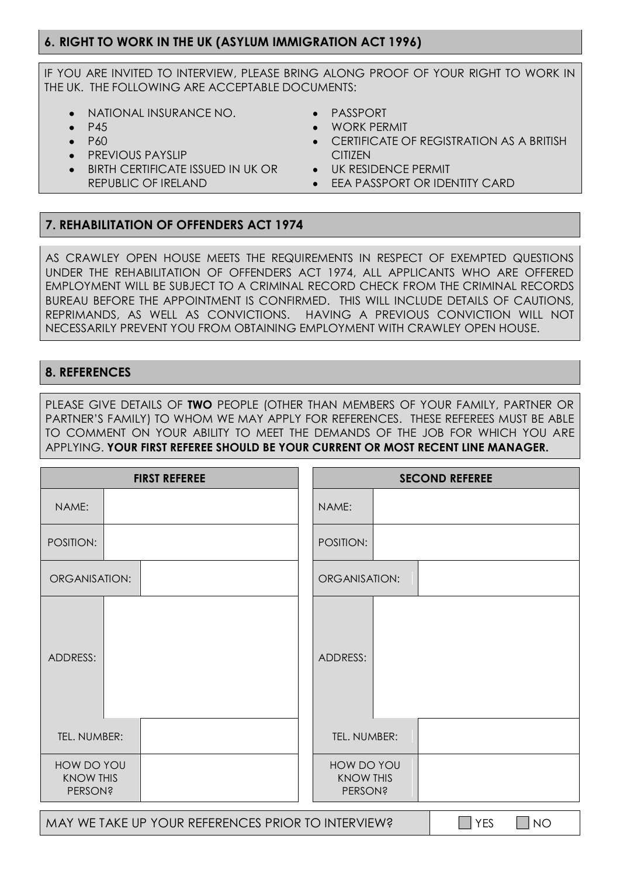## 6. RIGHT TO WORK IN THE UK (ASYLUM IMMIGRATION ACT 1996)

IF YOU ARE INVITED TO INTERVIEW, PLEASE BRING ALONG PROOF OF YOUR RIGHT TO WORK IN THE UK. THE FOLLOWING ARE ACCEPTABLE DOCUMENTS:

- NATIONAL INSURANCE NO.
- P45
- P60
- PREVIOUS PAYSLIP
- BIRTH CERTIFICATE ISSUED IN UK OR REPUBLIC OF IRELAND
- PASSPORT
- WORK PERMIT
- CERTIFICATE OF REGISTRATION AS A BRITISH CITIZEN
- UK RESIDENCE PERMIT
- EEA PASSPORT OR IDENTITY CARD

## 7. REHABILITATION OF OFFENDERS ACT 1974

AS CRAWLEY OPEN HOUSE MEETS THE REQUIREMENTS IN RESPECT OF EXEMPTED QUESTIONS UNDER THE REHABILITATION OF OFFENDERS ACT 1974, ALL APPLICANTS WHO ARE OFFERED EMPLOYMENT WILL BE SUBJECT TO A CRIMINAL RECORD CHECK FROM THE CRIMINAL RECORDS BUREAU BEFORE THE APPOINTMENT IS CONFIRMED. THIS WILL INCLUDE DETAILS OF CAUTIONS, REPRIMANDS, AS WELL AS CONVICTIONS. HAVING A PREVIOUS CONVICTION WILL NOT NECESSARILY PREVENT YOU FROM OBTAINING EMPLOYMENT WITH CRAWLEY OPEN HOUSE.

## 8. REFERENCES

PLEASE GIVE DETAILS OF **TWO** PEOPLE (OTHER THAN MEMBERS OF YOUR FAMILY, PARTNER OR PARTNER'S FAMILY) TO WHOM WE MAY APPLY FOR REFERENCES. THESE REFEREES MUST BE ABLE TO COMMENT ON YOUR ABILITY TO MEET THE DEMANDS OF THE JOB FOR WHICH YOU ARE APPLYING. **YOUR FIRST REFEREE SHOULD BE YOUR CURRENT OR MOST RECENT LINE MANAGER.**

| FIRST REFEREE | | SECOND REFEREE | |
|---|---|---|---|
| NAME: | | NAME: | |
| POSITION: | | POSITION: | |
| ORGANISATION: | | ORGANISATION: | |
| ADDRESS: | | ADDRESS: | |
| TEL. NUMBER: | | TEL. NUMBER: | |
| HOW DO YOU KNOW THIS PERSON? | | HOW DO YOU KNOW THIS PERSON? | |

MAY WE TAKE UP YOUR REFERENCES PRIOR TO INTERVIEW? ☐ YES ☐ NO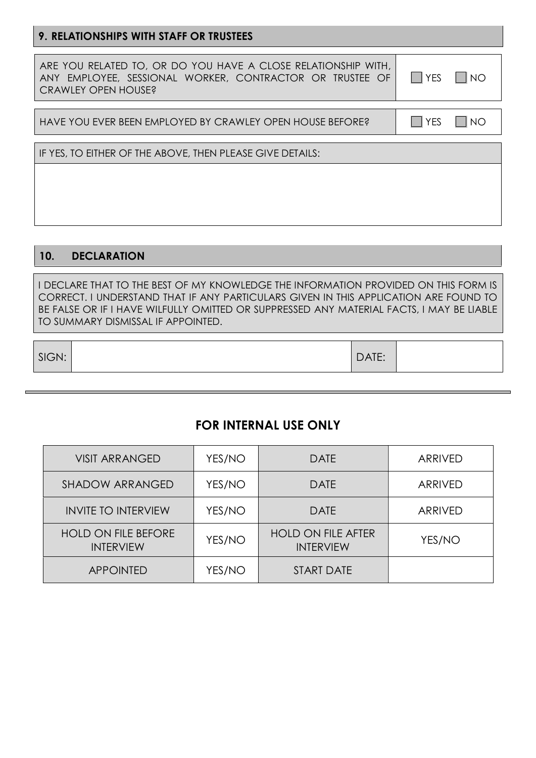## 9. RELATIONSHIPS WITH STAFF OR TRUSTEES

| | |
|---|---|
| ARE YOU RELATED TO, OR DO YOU HAVE A CLOSE RELATIONSHIP WITH, ANY EMPLOYEE, SESSIONAL WORKER, CONTRACTOR OR TRUSTEE OF CRAWLEY OPEN HOUSE? | ☐ YES ☐ NO |
| HAVE YOU EVER BEEN EMPLOYED BY CRAWLEY OPEN HOUSE BEFORE? | ☐ YES ☐ NO |

IF YES, TO EITHER OF THE ABOVE, THEN PLEASE GIVE DETAILS:

## 10. DECLARATION

I DECLARE THAT TO THE BEST OF MY KNOWLEDGE THE INFORMATION PROVIDED ON THIS FORM IS CORRECT. I UNDERSTAND THAT IF ANY PARTICULARS GIVEN IN THIS APPLICATION ARE FOUND TO BE FALSE OR IF I HAVE WILFULLY OMITTED OR SUPPRESSED ANY MATERIAL FACTS, I MAY BE LIABLE TO SUMMARY DISMISSAL IF APPOINTED.

| | | | |
|---|---|---|---|
| SIGN: | | DATE: | |

---

## FOR INTERNAL USE ONLY

| | | | |
|---|---|---|---|
| VISIT ARRANGED | YES/NO | DATE | ARRIVED |
| SHADOW ARRANGED | YES/NO | DATE | ARRIVED |
| INVITE TO INTERVIEW | YES/NO | DATE | ARRIVED |
| HOLD ON FILE BEFORE INTERVIEW | YES/NO | HOLD ON FILE AFTER INTERVIEW | YES/NO |
| APPOINTED | YES/NO | START DATE | |